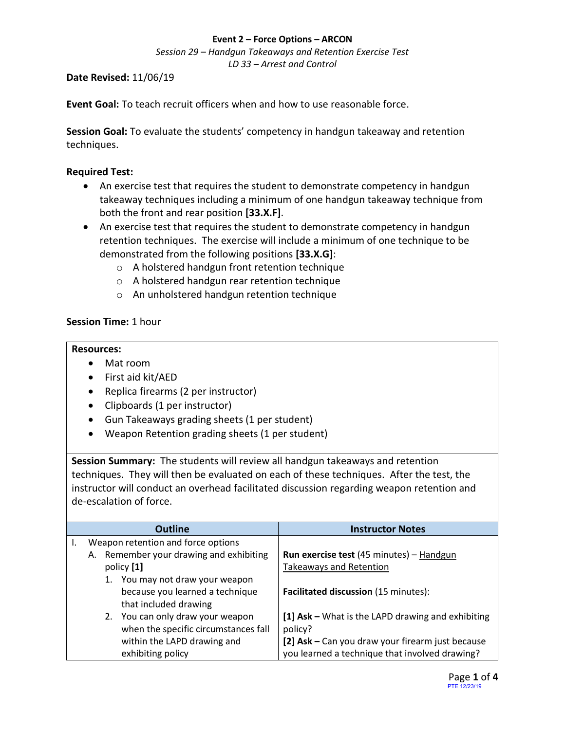**Event 2 – Force Options – ARCON**

*Session 29 – Handgun Takeaways and Retention Exercise Test*

*LD 33 – Arrest and Control*

**Date Revised:** 11/06/19

**Event Goal:** To teach recruit officers when and how to use reasonable force.

**Session Goal:** To evaluate the students' competency in handgun takeaway and retention techniques.

**Required Test:**

- An exercise test that requires the student to demonstrate competency in handgun takeaway techniques including a minimum of one handgun takeaway technique from both the front and rear position **[33.X.F]**.
- An exercise test that requires the student to demonstrate competency in handgun retention techniques. The exercise will include a minimum of one technique to be demonstrated from the following positions **[33.X.G]**:
  - A holstered handgun front retention technique
  - A holstered handgun rear retention technique
  - An unholstered handgun retention technique

**Session Time:** 1 hour

**Resources:**

- Mat room
- First aid kit/AED
- Replica firearms (2 per instructor)
- Clipboards (1 per instructor)
- Gun Takeaways grading sheets (1 per student)
- Weapon Retention grading sheets (1 per student)

**Session Summary:** The students will review all handgun takeaways and retention techniques. They will then be evaluated on each of these techniques. After the test, the instructor will conduct an overhead facilitated discussion regarding weapon retention and de-escalation of force.

| Outline | Instructor Notes |
|---|---|
| I. Weapon retention and force options<br>A. Remember your drawing and exhibiting policy **[1]**<br>1. You may not draw your weapon because you learned a technique that included drawing<br>2. You can only draw your weapon when the specific circumstances fall within the LAPD drawing and exhibiting policy | **Run exercise test** (45 minutes) – Handgun Takeaways and Retention<br><br>**Facilitated discussion** (15 minutes):<br><br>**[1] Ask –** What is the LAPD drawing and exhibiting policy?<br>**[2] Ask –** Can you draw your firearm just because you learned a technique that involved drawing? |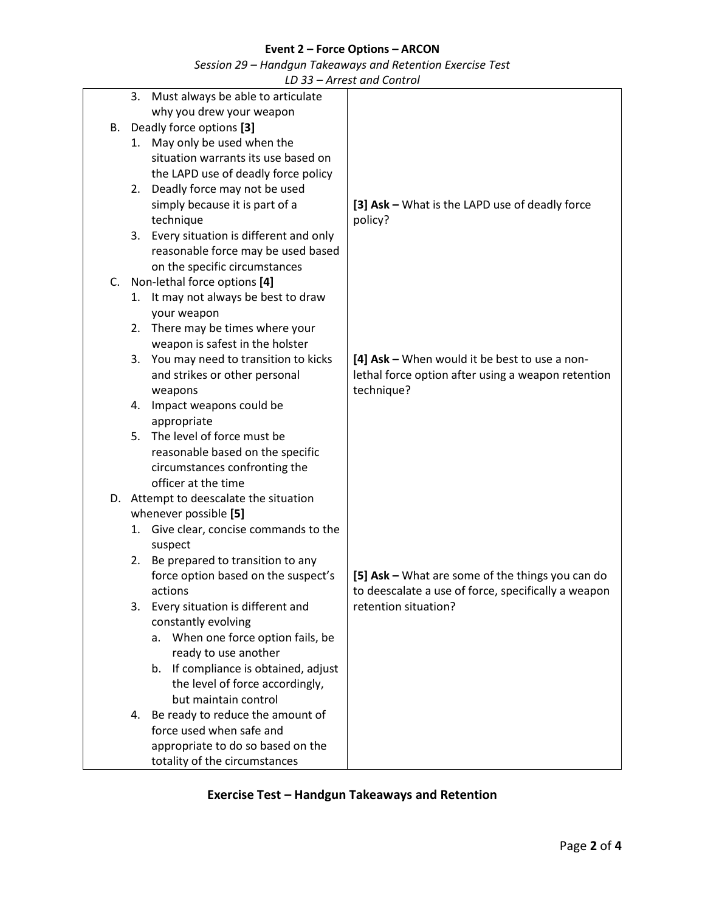| | |
|---|---|
| 3. Must always be able to articulate why you drew your weapon | |
| B. Deadly force options **[3]** | |
| 1. May only be used when the situation warrants its use based on the LAPD use of deadly force policy | |
| 2. Deadly force may not be used simply because it is part of a technique | **[3] Ask –** What is the LAPD use of deadly force policy? |
| 3. Every situation is different and only reasonable force may be used based on the specific circumstances | |
| C. Non-lethal force options **[4]** | |
| 1. It may not always be best to draw your weapon | |
| 2. There may be times where your weapon is safest in the holster | |
| 3. You may need to transition to kicks and strikes or other personal weapons | **[4] Ask –** When would it be best to use a non-lethal force option after using a weapon retention technique? |
| 4. Impact weapons could be appropriate | |
| 5. The level of force must be reasonable based on the specific circumstances confronting the officer at the time | |
| D. Attempt to deescalate the situation whenever possible **[5]** | |
| 1. Give clear, concise commands to the suspect | |
| 2. Be prepared to transition to any force option based on the suspect's actions | **[5] Ask –** What are some of the things you can do to deescalate a use of force, specifically a weapon retention situation? |
| 3. Every situation is different and constantly evolving | |
| a. When one force option fails, be ready to use another | |
| b. If compliance is obtained, adjust the level of force accordingly, but maintain control | |
| 4. Be ready to reduce the amount of force used when safe and appropriate to do so based on the totality of the circumstances | |

**Exercise Test – Handgun Takeaways and Retention**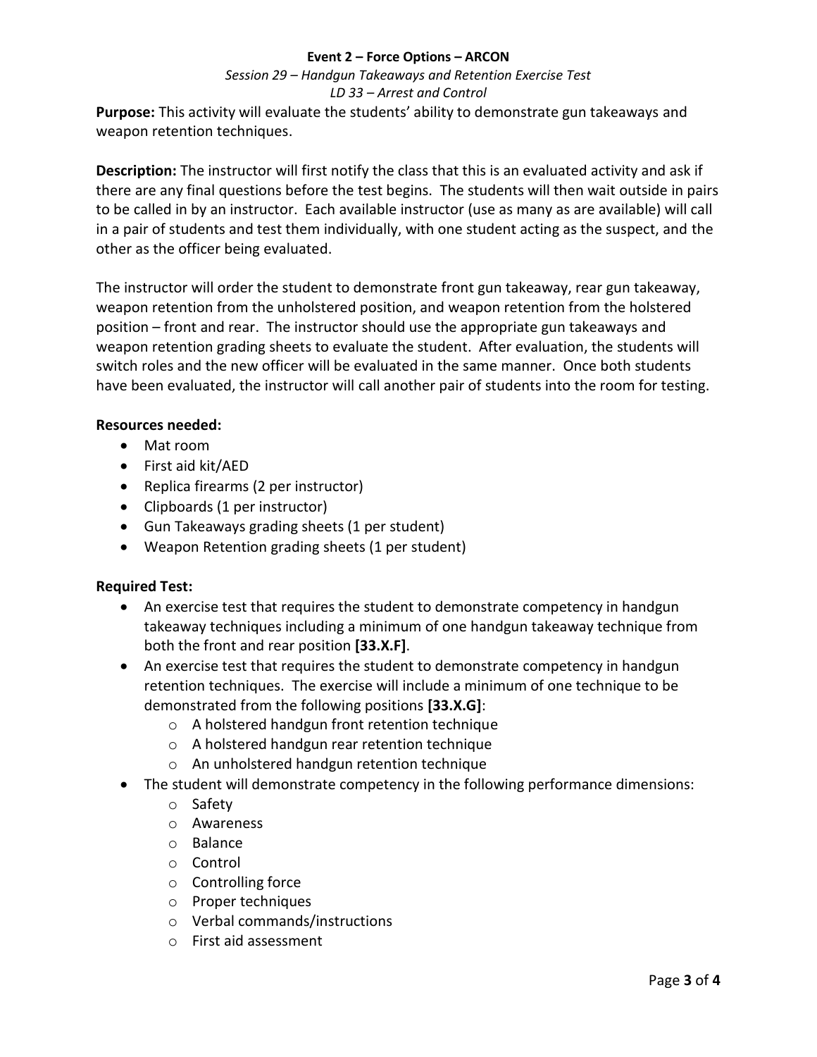**Event 2 – Force Options – ARCON**

*Session 29 – Handgun Takeaways and Retention Exercise Test*

*LD 33 – Arrest and Control*

**Purpose:** This activity will evaluate the students' ability to demonstrate gun takeaways and weapon retention techniques.

**Description:** The instructor will first notify the class that this is an evaluated activity and ask if there are any final questions before the test begins. The students will then wait outside in pairs to be called in by an instructor. Each available instructor (use as many as are available) will call in a pair of students and test them individually, with one student acting as the suspect, and the other as the officer being evaluated.

The instructor will order the student to demonstrate front gun takeaway, rear gun takeaway, weapon retention from the unholstered position, and weapon retention from the holstered position – front and rear. The instructor should use the appropriate gun takeaways and weapon retention grading sheets to evaluate the student. After evaluation, the students will switch roles and the new officer will be evaluated in the same manner. Once both students have been evaluated, the instructor will call another pair of students into the room for testing.

**Resources needed:**

- Mat room
- First aid kit/AED
- Replica firearms (2 per instructor)
- Clipboards (1 per instructor)
- Gun Takeaways grading sheets (1 per student)
- Weapon Retention grading sheets (1 per student)

**Required Test:**

- An exercise test that requires the student to demonstrate competency in handgun takeaway techniques including a minimum of one handgun takeaway technique from both the front and rear position **[33.X.F]**.
- An exercise test that requires the student to demonstrate competency in handgun retention techniques. The exercise will include a minimum of one technique to be demonstrated from the following positions **[33.X.G]**:
    - A holstered handgun front retention technique
    - A holstered handgun rear retention technique
    - An unholstered handgun retention technique
- The student will demonstrate competency in the following performance dimensions:
    - Safety
    - Awareness
    - Balance
    - Control
    - Controlling force
    - Proper techniques
    - Verbal commands/instructions
    - First aid assessment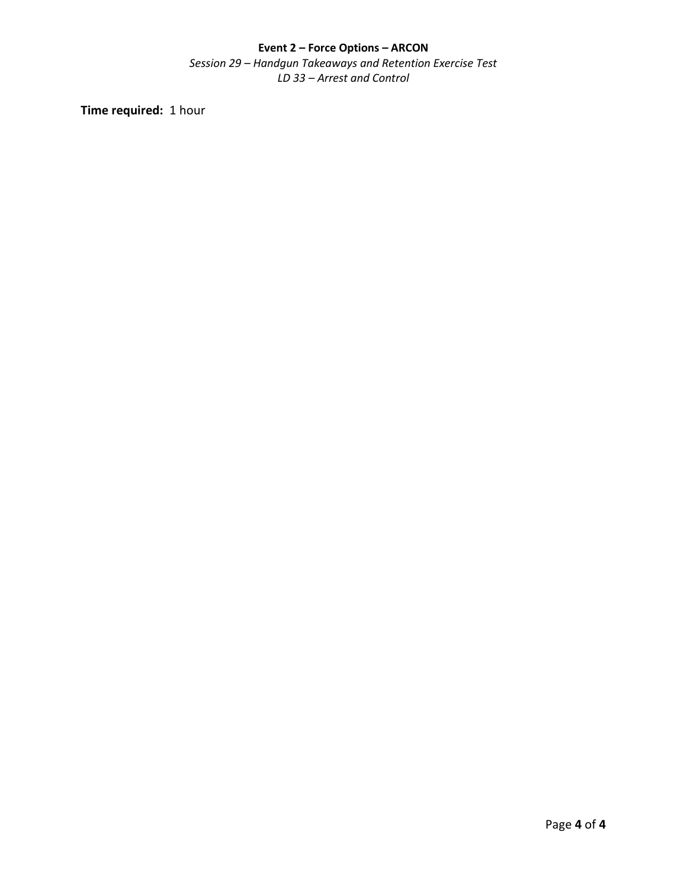**Time required:** 1 hour